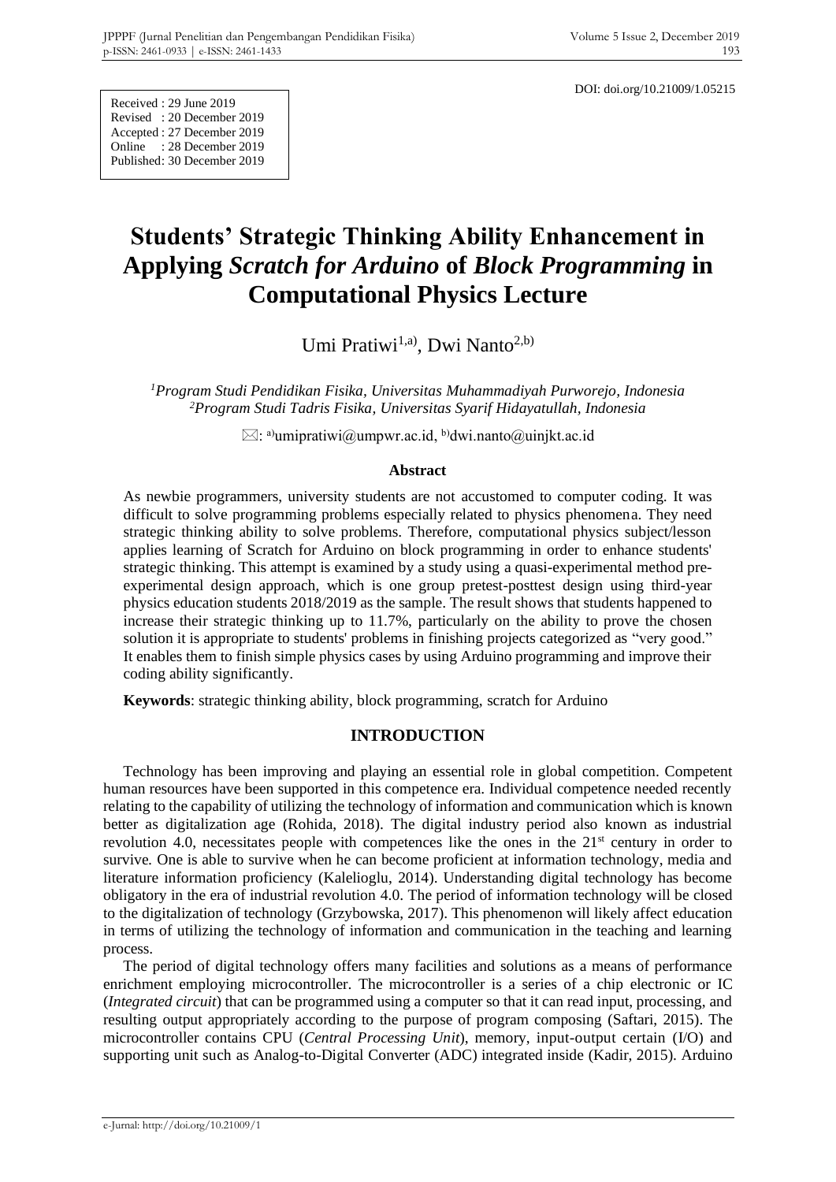DOI: doi.org/10.21009/1.05215

Received : 29 June 2019
Revised : 20 December 2019
Accepted : 27 December 2019
Online : 28 December 2019
Published: 30 December 2019

# Students' Strategic Thinking Ability Enhancement in Applying *Scratch for Arduino* of *Block Programming* in Computational Physics Lecture

Umi Pratiwi[1,a)], Dwi Nanto[2,b)]

[1]*Program Studi Pendidikan Fisika, Universitas Muhammadiyah Purworejo, Indonesia*
[2]*Program Studi Tadris Fisika, Universitas Syarif Hidayatullah, Indonesia*

✉: [a)]umipratiwi@umpwr.ac.id, [b)]dwi.nanto@uinjkt.ac.id

### Abstract

As newbie programmers, university students are not accustomed to computer coding. It was difficult to solve programming problems especially related to physics phenomena. They need strategic thinking ability to solve problems. Therefore, computational physics subject/lesson applies learning of Scratch for Arduino on block programming in order to enhance students' strategic thinking. This attempt is examined by a study using a quasi-experimental method pre-experimental design approach, which is one group pretest-posttest design using third-year physics education students 2018/2019 as the sample. The result shows that students happened to increase their strategic thinking up to 11.7%, particularly on the ability to prove the chosen solution it is appropriate to students' problems in finishing projects categorized as "very good." It enables them to finish simple physics cases by using Arduino programming and improve their coding ability significantly.

**Keywords**: strategic thinking ability, block programming, scratch for Arduino

## INTRODUCTION

Technology has been improving and playing an essential role in global competition. Competent human resources have been supported in this competence era. Individual competence needed recently relating to the capability of utilizing the technology of information and communication which is known better as digitalization age (Rohida, 2018). The digital industry period also known as industrial revolution 4.0, necessitates people with competences like the ones in the 21st century in order to survive. One is able to survive when he can become proficient at information technology, media and literature information proficiency (Kalelioglu, 2014). Understanding digital technology has become obligatory in the era of industrial revolution 4.0. The period of information technology will be closed to the digitalization of technology (Grzybowska, 2017). This phenomenon will likely affect education in terms of utilizing the technology of information and communication in the teaching and learning process.

The period of digital technology offers many facilities and solutions as a means of performance enrichment employing microcontroller. The microcontroller is a series of a chip electronic or IC (*Integrated circuit*) that can be programmed using a computer so that it can read input, processing, and resulting output appropriately according to the purpose of program composing (Saftari, 2015). The microcontroller contains CPU (*Central Processing Unit*), memory, input-output certain (I/O) and supporting unit such as Analog-to-Digital Converter (ADC) integrated inside (Kadir, 2015). Arduino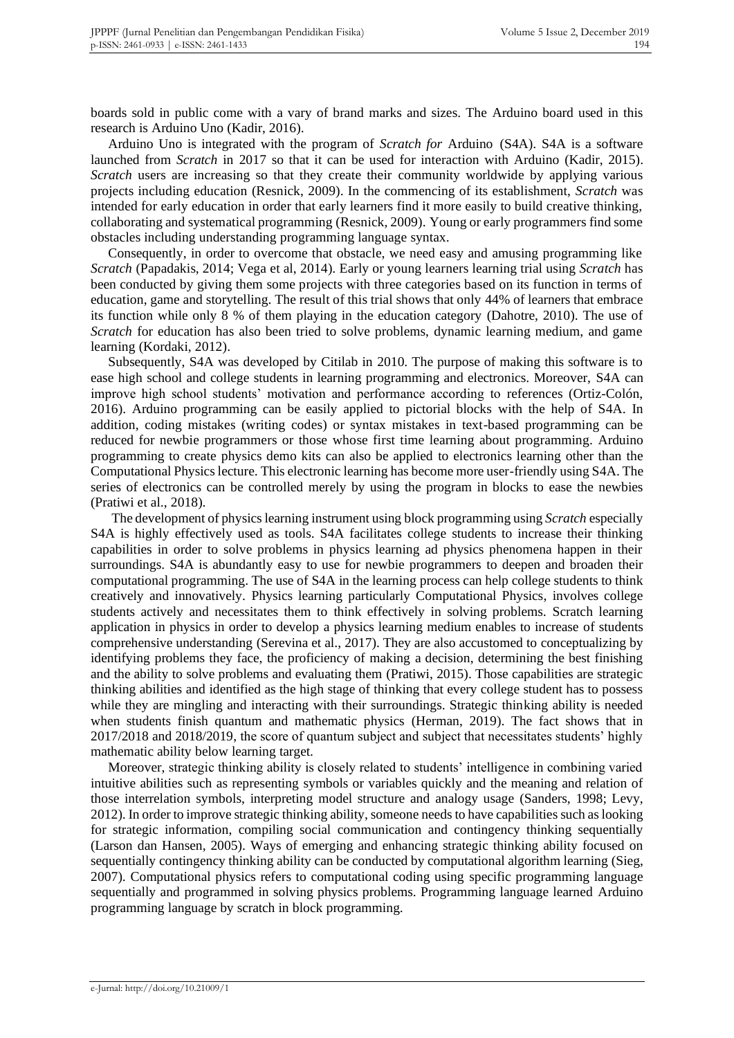boards sold in public come with a vary of brand marks and sizes. The Arduino board used in this research is Arduino Uno (Kadir, 2016).

Arduino Uno is integrated with the program of *Scratch for* Arduino (S4A). S4A is a software launched from *Scratch* in 2017 so that it can be used for interaction with Arduino (Kadir, 2015). *Scratch* users are increasing so that they create their community worldwide by applying various projects including education (Resnick, 2009). In the commencing of its establishment, *Scratch* was intended for early education in order that early learners find it more easily to build creative thinking, collaborating and systematical programming (Resnick, 2009). Young or early programmers find some obstacles including understanding programming language syntax.

Consequently, in order to overcome that obstacle, we need easy and amusing programming like *Scratch* (Papadakis, 2014; Vega et al, 2014). Early or young learners learning trial using *Scratch* has been conducted by giving them some projects with three categories based on its function in terms of education, game and storytelling. The result of this trial shows that only 44% of learners that embrace its function while only 8 % of them playing in the education category (Dahotre, 2010). The use of *Scratch* for education has also been tried to solve problems, dynamic learning medium, and game learning (Kordaki, 2012).

Subsequently, S4A was developed by Citilab in 2010. The purpose of making this software is to ease high school and college students in learning programming and electronics. Moreover, S4A can improve high school students' motivation and performance according to references (Ortiz-Colón, 2016). Arduino programming can be easily applied to pictorial blocks with the help of S4A. In addition, coding mistakes (writing codes) or syntax mistakes in text-based programming can be reduced for newbie programmers or those whose first time learning about programming. Arduino programming to create physics demo kits can also be applied to electronics learning other than the Computational Physics lecture. This electronic learning has become more user-friendly using S4A. The series of electronics can be controlled merely by using the program in blocks to ease the newbies (Pratiwi et al., 2018).

The development of physics learning instrument using block programming using *Scratch* especially S4A is highly effectively used as tools. S4A facilitates college students to increase their thinking capabilities in order to solve problems in physics learning ad physics phenomena happen in their surroundings. S4A is abundantly easy to use for newbie programmers to deepen and broaden their computational programming. The use of S4A in the learning process can help college students to think creatively and innovatively. Physics learning particularly Computational Physics, involves college students actively and necessitates them to think effectively in solving problems. Scratch learning application in physics in order to develop a physics learning medium enables to increase of students comprehensive understanding (Serevina et al., 2017). They are also accustomed to conceptualizing by identifying problems they face, the proficiency of making a decision, determining the best finishing and the ability to solve problems and evaluating them (Pratiwi, 2015). Those capabilities are strategic thinking abilities and identified as the high stage of thinking that every college student has to possess while they are mingling and interacting with their surroundings. Strategic thinking ability is needed when students finish quantum and mathematic physics (Herman, 2019). The fact shows that in 2017/2018 and 2018/2019, the score of quantum subject and subject that necessitates students' highly mathematic ability below learning target.

Moreover, strategic thinking ability is closely related to students' intelligence in combining varied intuitive abilities such as representing symbols or variables quickly and the meaning and relation of those interrelation symbols, interpreting model structure and analogy usage (Sanders, 1998; Levy, 2012). In order to improve strategic thinking ability, someone needs to have capabilities such as looking for strategic information, compiling social communication and contingency thinking sequentially (Larson dan Hansen, 2005). Ways of emerging and enhancing strategic thinking ability focused on sequentially contingency thinking ability can be conducted by computational algorithm learning (Sieg, 2007). Computational physics refers to computational coding using specific programming language sequentially and programmed in solving physics problems. Programming language learned Arduino programming language by scratch in block programming.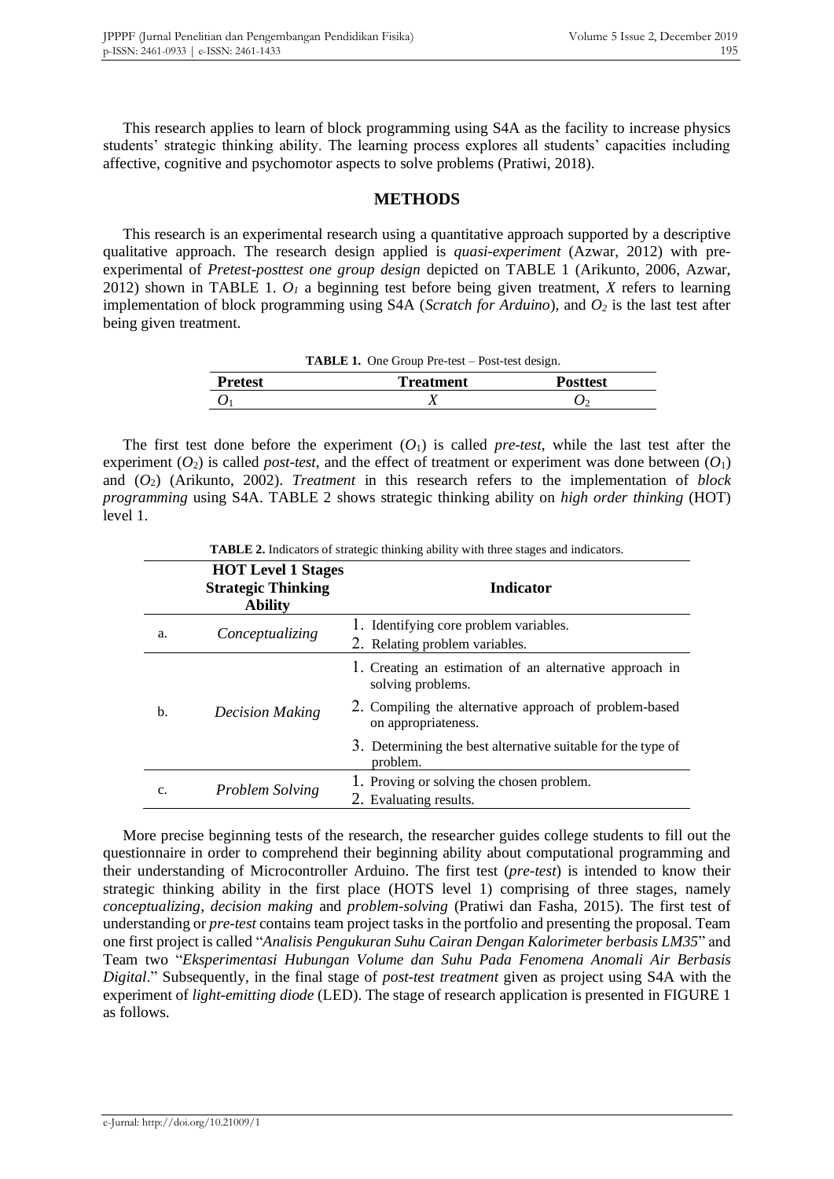This research applies to learn of block programming using S4A as the facility to increase physics students' strategic thinking ability. The learning process explores all students' capacities including affective, cognitive and psychomotor aspects to solve problems (Pratiwi, 2018).

## METHODS

This research is an experimental research using a quantitative approach supported by a descriptive qualitative approach. The research design applied is *quasi-experiment* (Azwar, 2012) with pre-experimental of *Pretest-posttest one group design* depicted on TABLE 1 (Arikunto, 2006, Azwar, 2012) shown in TABLE 1. $O_1$ a beginning test before being given treatment, $X$ refers to learning implementation of block programming using S4A (*Scratch for Arduino*), and $O_2$ is the last test after being given treatment.

**TABLE 1.** One Group Pre-test – Post-test design.

| Pretest | Treatment | Posttest |
|---|---|---|
| $O_1$ | $X$ | $O_2$ |

The first test done before the experiment ($O_1$) is called *pre-test*, while the last test after the experiment ($O_2$) is called *post-test*, and the effect of treatment or experiment was done between ($O_1$) and ($O_2$) (Arikunto, 2002). *Treatment* in this research refers to the implementation of *block programming* using S4A. TABLE 2 shows strategic thinking ability on *high order thinking* (HOT) level 1.

**TABLE 2.** Indicators of strategic thinking ability with three stages and indicators.

| | HOT Level 1 Stages Strategic Thinking Ability | Indicator |
|---|---|---|
| a. | *Conceptualizing* | 1. Identifying core problem variables.<br>2. Relating problem variables. |
| b. | *Decision Making* | 1. Creating an estimation of an alternative approach in solving problems.<br>2. Compiling the alternative approach of problem-based on appropriateness.<br>3. Determining the best alternative suitable for the type of problem. |
| c. | *Problem Solving* | 1. Proving or solving the chosen problem.<br>2. Evaluating results. |

More precise beginning tests of the research, the researcher guides college students to fill out the questionnaire in order to comprehend their beginning ability about computational programming and their understanding of Microcontroller Arduino. The first test (*pre-test*) is intended to know their strategic thinking ability in the first place (HOTS level 1) comprising of three stages, namely *conceptualizing*, *decision making* and *problem-solving* (Pratiwi dan Fasha, 2015). The first test of understanding or *pre-test* contains team project tasks in the portfolio and presenting the proposal. Team one first project is called "*Analisis Pengukuran Suhu Cairan Dengan Kalorimeter berbasis LM35*" and Team two "*Eksperimentasi Hubungan Volume dan Suhu Pada Fenomena Anomali Air Berbasis Digital*." Subsequently, in the final stage of *post-test treatment* given as project using S4A with the experiment of *light-emitting diode* (LED). The stage of research application is presented in FIGURE 1 as follows.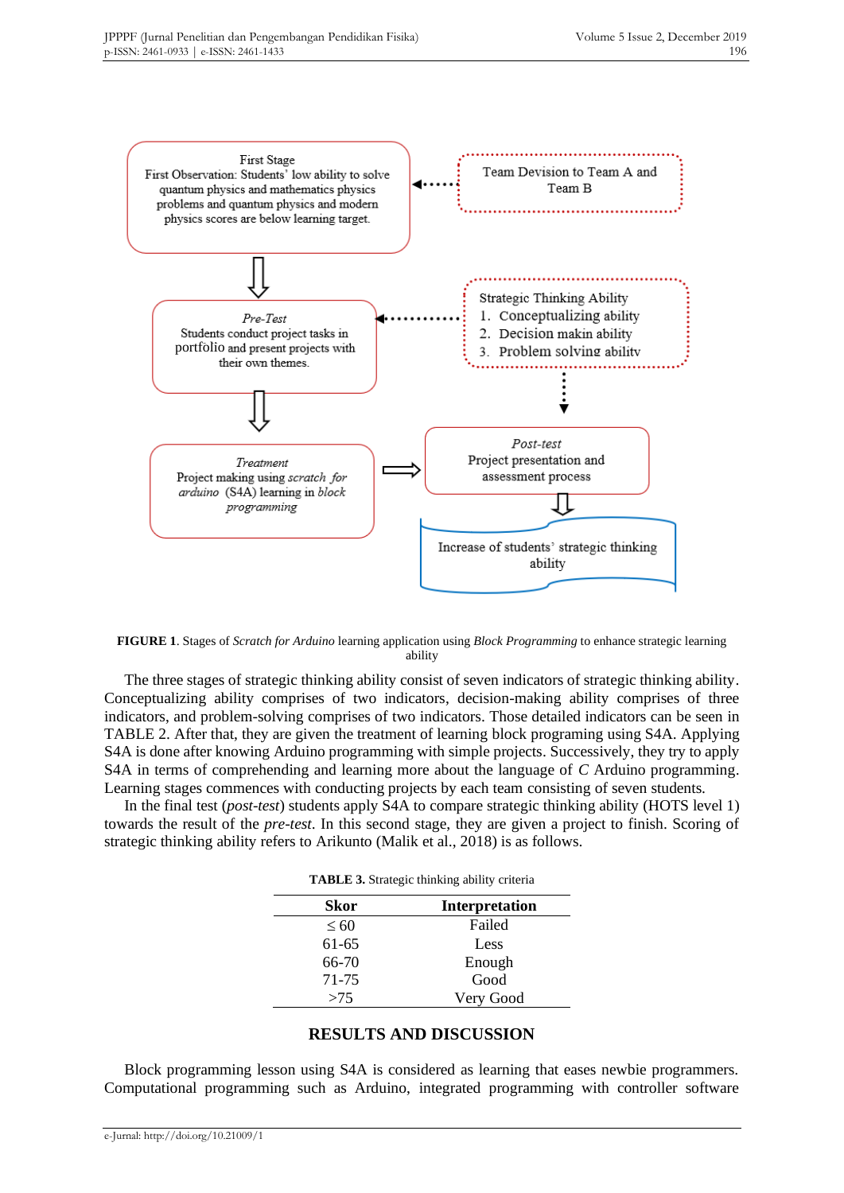First Stage
First Observation: Students' low ability to solve quantum physics and mathematics physics problems and quantum physics and modern physics scores are below learning target.

Team Devision to Team A and Team B

*Pre-Test*
Students conduct project tasks in portfolio and present projects with their own themes.

Strategic Thinking Ability
1. Conceptualizing ability
2. Decision makin ability
3. Problem solving ability

*Treatment*
Project making using *scratch for arduino* (S4A) learning in *block programming*

*Post-test*
Project presentation and assessment process

Increase of students' strategic thinking ability

**FIGURE 1**. Stages of *Scratch for Arduino* learning application using *Block Programming* to enhance strategic learning ability

The three stages of strategic thinking ability consist of seven indicators of strategic thinking ability. Conceptualizing ability comprises of two indicators, decision-making ability comprises of three indicators, and problem-solving comprises of two indicators. Those detailed indicators can be seen in TABLE 2. After that, they are given the treatment of learning block programing using S4A. Applying S4A is done after knowing Arduino programming with simple projects. Successively, they try to apply S4A in terms of comprehending and learning more about the language of *C* Arduino programming. Learning stages commences with conducting projects by each team consisting of seven students.

In the final test (*post-test*) students apply S4A to compare strategic thinking ability (HOTS level 1) towards the result of the *pre-test*. In this second stage, they are given a project to finish. Scoring of strategic thinking ability refers to Arikunto (Malik et al., 2018) is as follows.

**TABLE 3.** Strategic thinking ability criteria

| Skor | Interpretation |
|---|---|
| ≤ 60 | Failed |
| 61-65 | Less |
| 66-70 | Enough |
| 71-75 | Good |
| >75 | Very Good |

## RESULTS AND DISCUSSION

Block programming lesson using S4A is considered as learning that eases newbie programmers. Computational programming such as Arduino, integrated programming with controller software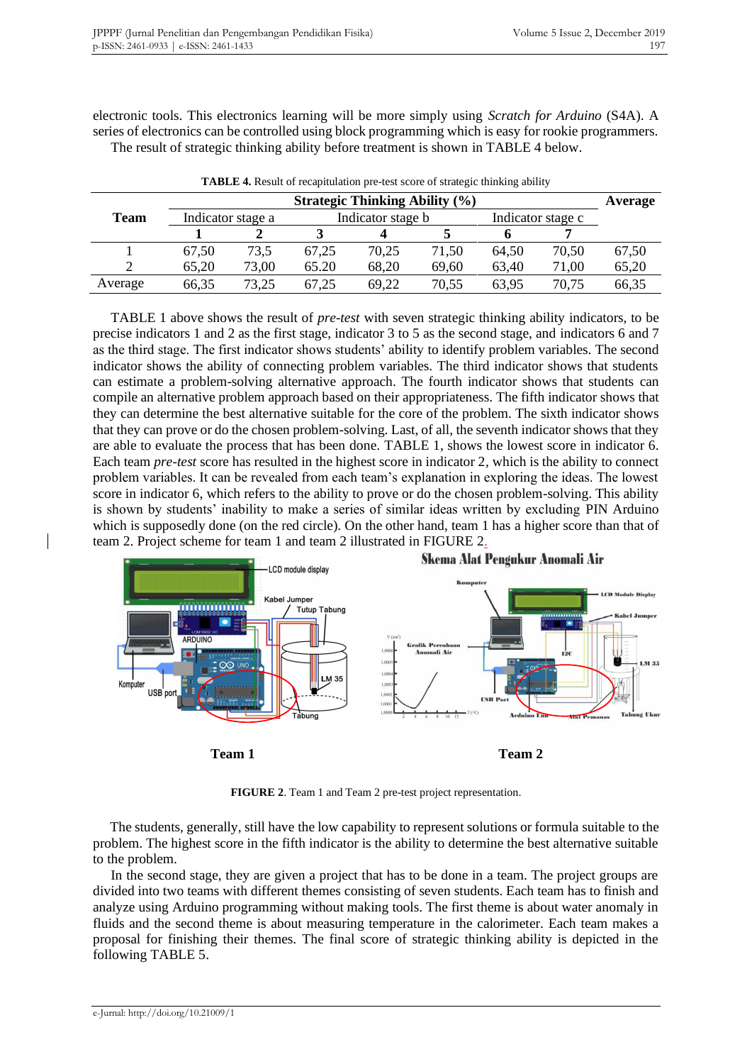electronic tools. This electronics learning will be more simply using *Scratch for Arduino* (S4A). A series of electronics can be controlled using block programming which is easy for rookie programmers.

The result of strategic thinking ability before treatment is shown in TABLE 4 below.

**TABLE 4.** Result of recapitulation pre-test score of strategic thinking ability

| Team | Strategic Thinking Ability (%) | | | | | | | Average |
|---|---|---|---|---|---|---|---|---|
| | Indicator stage a | | Indicator stage b | | | Indicator stage c | | |
| | **1** | **2** | **3** | **4** | **5** | **6** | **7** | |
| 1 | 67,50 | 73,5 | 67,25 | 70,25 | 71,50 | 64,50 | 70,50 | 67,50 |
| 2 | 65,20 | 73,00 | 65.20 | 68,20 | 69,60 | 63,40 | 71,00 | 65,20 |
| Average | 66,35 | 73,25 | 67,25 | 69,22 | 70,55 | 63,95 | 70,75 | 66,35 |

TABLE 1 above shows the result of *pre-test* with seven strategic thinking ability indicators, to be precise indicators 1 and 2 as the first stage, indicator 3 to 5 as the second stage, and indicators 6 and 7 as the third stage. The first indicator shows students' ability to identify problem variables. The second indicator shows the ability of connecting problem variables. The third indicator shows that students can estimate a problem-solving alternative approach. The fourth indicator shows that students can compile an alternative problem approach based on their appropriateness. The fifth indicator shows that they can determine the best alternative suitable for the core of the problem. The sixth indicator shows that they can prove or do the chosen problem-solving. Last, of all, the seventh indicator shows that they are able to evaluate the process that has been done. TABLE 1, shows the lowest score in indicator 6. Each team *pre-test* score has resulted in the highest score in indicator 2, which is the ability to connect problem variables. It can be revealed from each team's explanation in exploring the ideas. The lowest score in indicator 6, which refers to the ability to prove or do the chosen problem-solving. This ability is shown by students' inability to make a series of similar ideas written by excluding PIN Arduino which is supposedly done (on the red circle). On the other hand, team 1 has a higher score than that of team 2. Project scheme for team 1 and team 2 illustrated in FIGURE 2.

**FIGURE 2**. Team 1 and Team 2 pre-test project representation.

The students, generally, still have the low capability to represent solutions or formula suitable to the problem. The highest score in the fifth indicator is the ability to determine the best alternative suitable to the problem.

In the second stage, they are given a project that has to be done in a team. The project groups are divided into two teams with different themes consisting of seven students. Each team has to finish and analyze using Arduino programming without making tools. The first theme is about water anomaly in fluids and the second theme is about measuring temperature in the calorimeter. Each team makes a proposal for finishing their themes. The final score of strategic thinking ability is depicted in the following TABLE 5.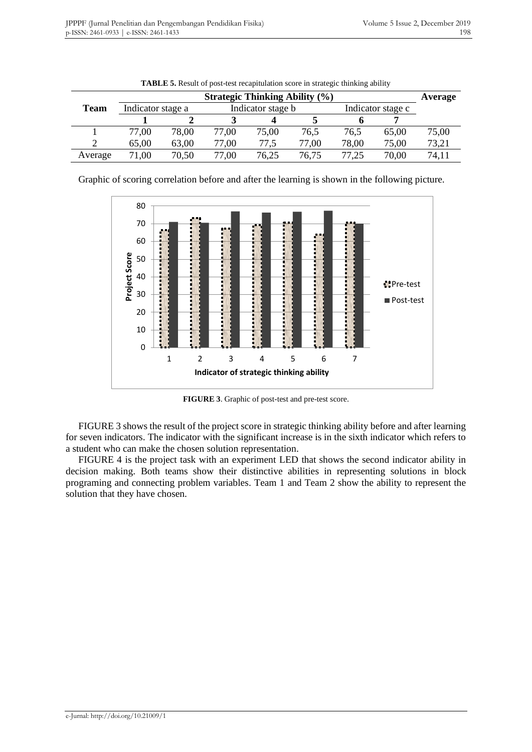**TABLE 5.** Result of post-test recapitulation score in strategic thinking ability

| Team | Strategic Thinking Ability (%) | | | | | | | Average |
|---|---|---|---|---|---|---|---|---|
| | Indicator stage a | | Indicator stage b | | | Indicator stage c | | |
| | **1** | **2** | **3** | **4** | **5** | **6** | **7** | |
| 1 | 77,00 | 78,00 | 77,00 | 75,00 | 76,5 | 76,5 | 65,00 | 75,00 |
| 2 | 65,00 | 63,00 | 77,00 | 77,5 | 77,00 | 78,00 | 75,00 | 73,21 |
| Average | 71,00 | 70,50 | 77,00 | 76,25 | 76,75 | 77,25 | 70,00 | 74,11 |

Graphic of scoring correlation before and after the learning is shown in the following picture.

**FIGURE 3**. Graphic of post-test and pre-test score.

FIGURE 3 shows the result of the project score in strategic thinking ability before and after learning for seven indicators. The indicator with the significant increase is in the sixth indicator which refers to a student who can make the chosen solution representation.

FIGURE 4 is the project task with an experiment LED that shows the second indicator ability in decision making. Both teams show their distinctive abilities in representing solutions in block programing and connecting problem variables. Team 1 and Team 2 show the ability to represent the solution that they have chosen.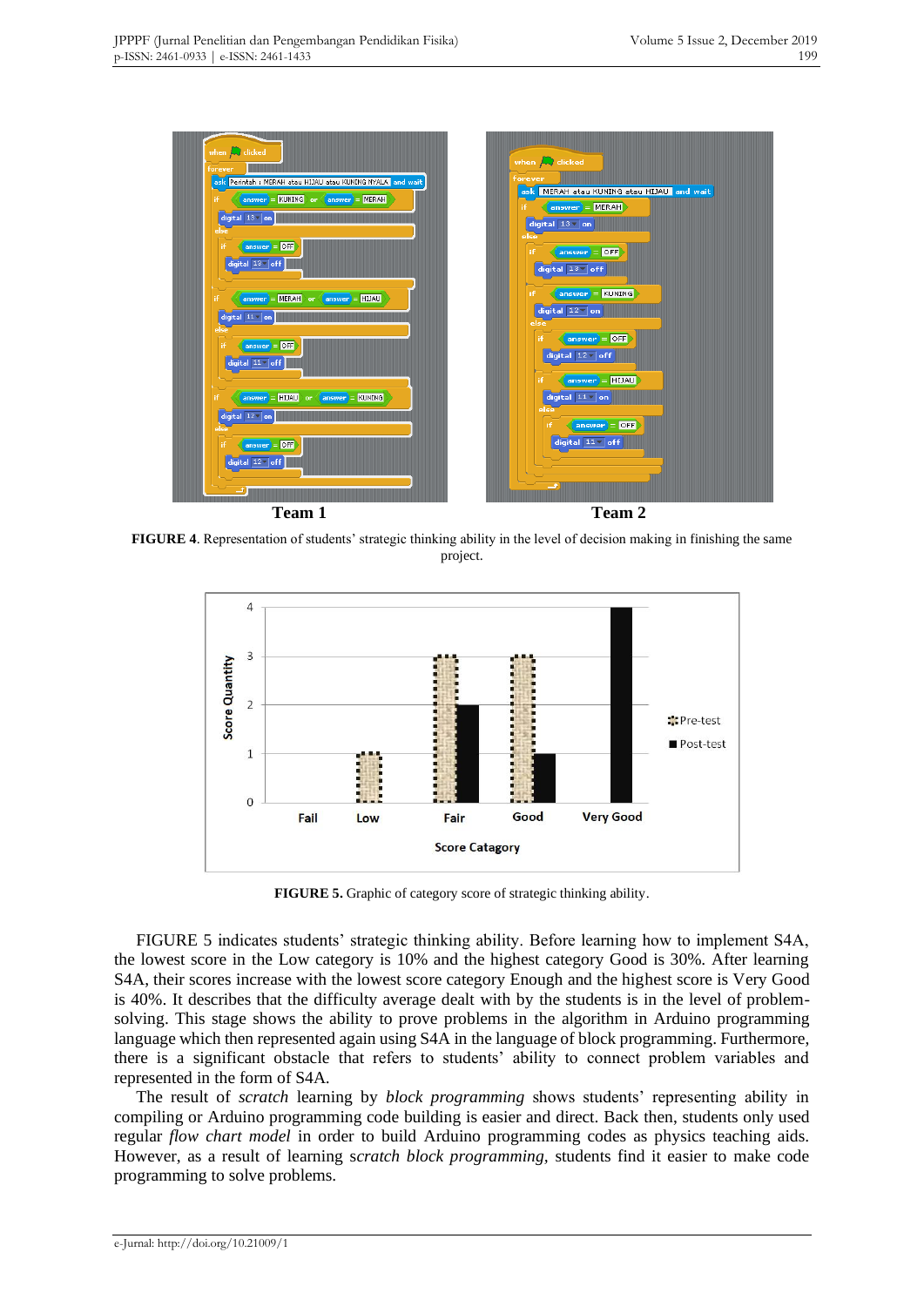Team 1 Team 2

**FIGURE 4**. Representation of students' strategic thinking ability in the level of decision making in finishing the same project.

**FIGURE 5.** Graphic of category score of strategic thinking ability.

FIGURE 5 indicates students' strategic thinking ability. Before learning how to implement S4A, the lowest score in the Low category is 10% and the highest category Good is 30%. After learning S4A, their scores increase with the lowest score category Enough and the highest score is Very Good is 40%. It describes that the difficulty average dealt with by the students is in the level of problem-solving. This stage shows the ability to prove problems in the algorithm in Arduino programming language which then represented again using S4A in the language of block programming. Furthermore, there is a significant obstacle that refers to students' ability to connect problem variables and represented in the form of S4A.

The result of *scratch* learning by *block programming* shows students' representing ability in compiling or Arduino programming code building is easier and direct. Back then, students only used regular *flow chart model* in order to build Arduino programming codes as physics teaching aids. However, as a result of learning *scratch block programming*, students find it easier to make code programming to solve problems.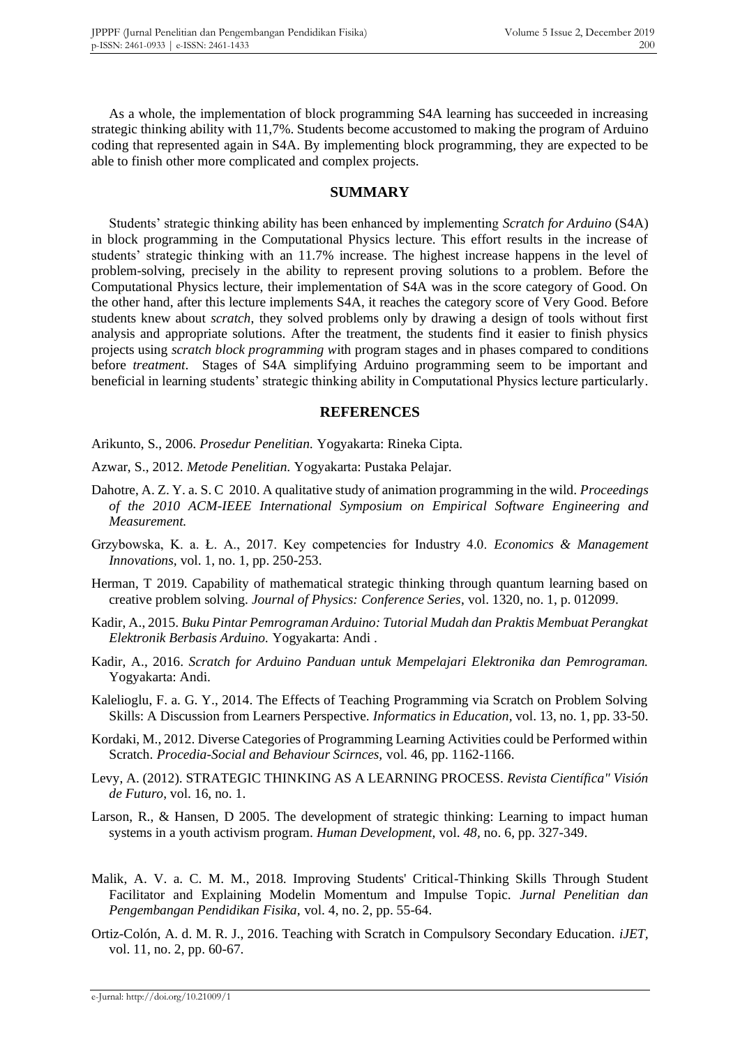As a whole, the implementation of block programming S4A learning has succeeded in increasing strategic thinking ability with 11,7%. Students become accustomed to making the program of Arduino coding that represented again in S4A. By implementing block programming, they are expected to be able to finish other more complicated and complex projects.

## SUMMARY

Students' strategic thinking ability has been enhanced by implementing *Scratch for Arduino* (S4A) in block programming in the Computational Physics lecture. This effort results in the increase of students' strategic thinking with an 11.7% increase. The highest increase happens in the level of problem-solving, precisely in the ability to represent proving solutions to a problem. Before the Computational Physics lecture, their implementation of S4A was in the score category of Good. On the other hand, after this lecture implements S4A, it reaches the category score of Very Good. Before students knew about *scratch*, they solved problems only by drawing a design of tools without first analysis and appropriate solutions. After the treatment, the students find it easier to finish physics projects using *scratch block programming w*ith program stages and in phases compared to conditions before *treatment*. Stages of S4A simplifying Arduino programming seem to be important and beneficial in learning students' strategic thinking ability in Computational Physics lecture particularly.

## REFERENCES

Arikunto, S., 2006. *Prosedur Penelitian.* Yogyakarta: Rineka Cipta.

Azwar, S., 2012. *Metode Penelitian.* Yogyakarta: Pustaka Pelajar.

Dahotre, A. Z. Y. a. S. C 2010. A qualitative study of animation programming in the wild. *Proceedings of the 2010 ACM-IEEE International Symposium on Empirical Software Engineering and Measurement.*

Grzybowska, K. a. Ł. A., 2017. Key competencies for Industry 4.0. *Economics & Management Innovations,* vol. 1, no. 1, pp. 250-253.

Herman, T 2019. Capability of mathematical strategic thinking through quantum learning based on creative problem solving. *Journal of Physics: Conference Series*, vol. 1320, no. 1, p. 012099.

Kadir, A., 2015. *Buku Pintar Pemrograman Arduino: Tutorial Mudah dan Praktis Membuat Perangkat Elektronik Berbasis Arduino.* Yogyakarta: Andi .

Kadir, A., 2016. *Scratch for Arduino Panduan untuk Mempelajari Elektronika dan Pemrograman.* Yogyakarta: Andi.

Kalelioglu, F. a. G. Y., 2014. The Effects of Teaching Programming via Scratch on Problem Solving Skills: A Discussion from Learners Perspective. *Informatics in Education,* vol. 13, no. 1, pp. 33-50.

Kordaki, M., 2012. Diverse Categories of Programming Learning Activities could be Performed within Scratch. *Procedia-Social and Behaviour Scirnces,* vol. 46, pp. 1162-1166.

Levy, A. (2012). STRATEGIC THINKING AS A LEARNING PROCESS. *Revista Científica" Visión de Futuro*, vol. 16, no. 1.

Larson, R., & Hansen, D 2005. The development of strategic thinking: Learning to impact human systems in a youth activism program. *Human Development,* vol. *48*, no. 6, pp. 327-349.

Malik, A. V. a. C. M. M., 2018. Improving Students' Critical-Thinking Skills Through Student Facilitator and Explaining Modelin Momentum and Impulse Topic. *Jurnal Penelitian dan Pengembangan Pendidikan Fisika,* vol. 4, no. 2, pp. 55-64.

Ortiz-Colón, A. d. M. R. J., 2016. Teaching with Scratch in Compulsory Secondary Education. *iJET,* vol. 11, no. 2, pp. 60-67.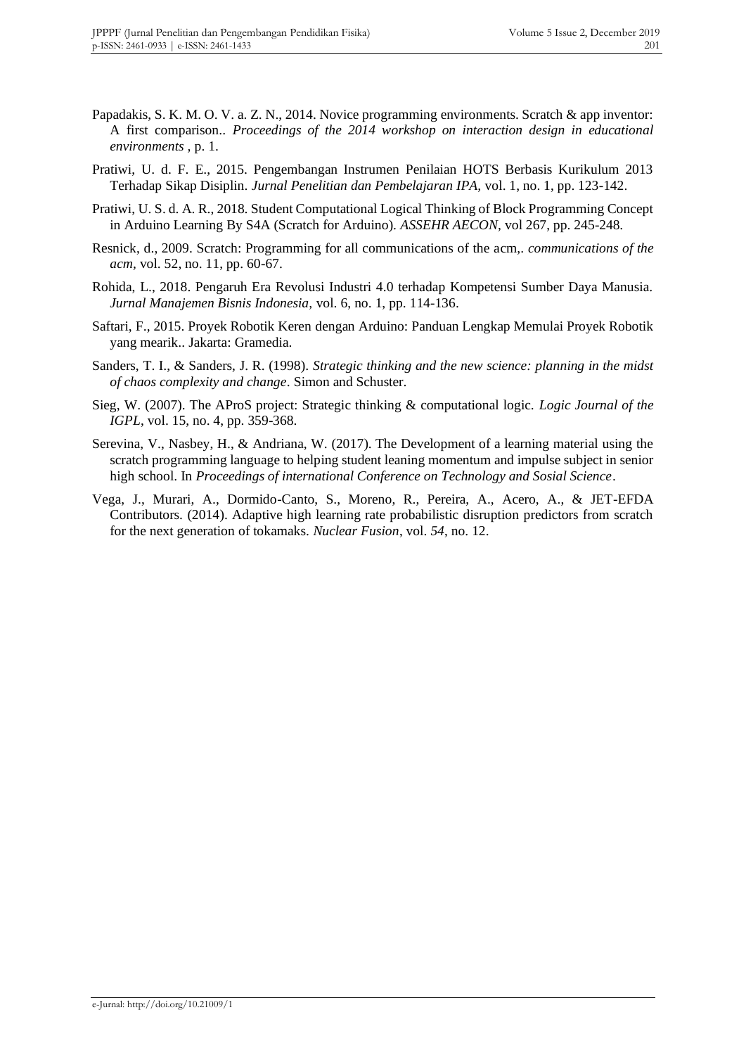Papadakis, S. K. M. O. V. a. Z. N., 2014. Novice programming environments. Scratch & app inventor: A first comparison.. *Proceedings of the 2014 workshop on interaction design in educational environments* , p. 1.

Pratiwi, U. d. F. E., 2015. Pengembangan Instrumen Penilaian HOTS Berbasis Kurikulum 2013 Terhadap Sikap Disiplin. *Jurnal Penelitian dan Pembelajaran IPA,* vol. 1, no. 1, pp. 123-142.

Pratiwi, U. S. d. A. R., 2018. Student Computational Logical Thinking of Block Programming Concept in Arduino Learning By S4A (Scratch for Arduino). *ASSEHR AECON,* vol 267, pp. 245-248.

Resnick, d., 2009. Scratch: Programming for all communications of the acm,. *communications of the acm,* vol. 52, no. 11, pp. 60-67.

Rohida, L., 2018. Pengaruh Era Revolusi Industri 4.0 terhadap Kompetensi Sumber Daya Manusia. *Jurnal Manajemen Bisnis Indonesia,* vol. 6, no. 1, pp. 114-136.

Saftari, F., 2015. Proyek Robotik Keren dengan Arduino: Panduan Lengkap Memulai Proyek Robotik yang mearik.. Jakarta: Gramedia.

Sanders, T. I., & Sanders, J. R. (1998). *Strategic thinking and the new science: planning in the midst of chaos complexity and change*. Simon and Schuster.

Sieg, W. (2007). The AProS project: Strategic thinking & computational logic. *Logic Journal of the IGPL*, vol. 15, no. 4, pp. 359-368.

Serevina, V., Nasbey, H., & Andriana, W. (2017). The Development of a learning material using the scratch programming language to helping student leaning momentum and impulse subject in senior high school. In *Proceedings of international Conference on Technology and Sosial Science*.

Vega, J., Murari, A., Dormido-Canto, S., Moreno, R., Pereira, A., Acero, A., & JET-EFDA Contributors. (2014). Adaptive high learning rate probabilistic disruption predictors from scratch for the next generation of tokamaks. *Nuclear Fusion*, vol. *54*, no. 12.